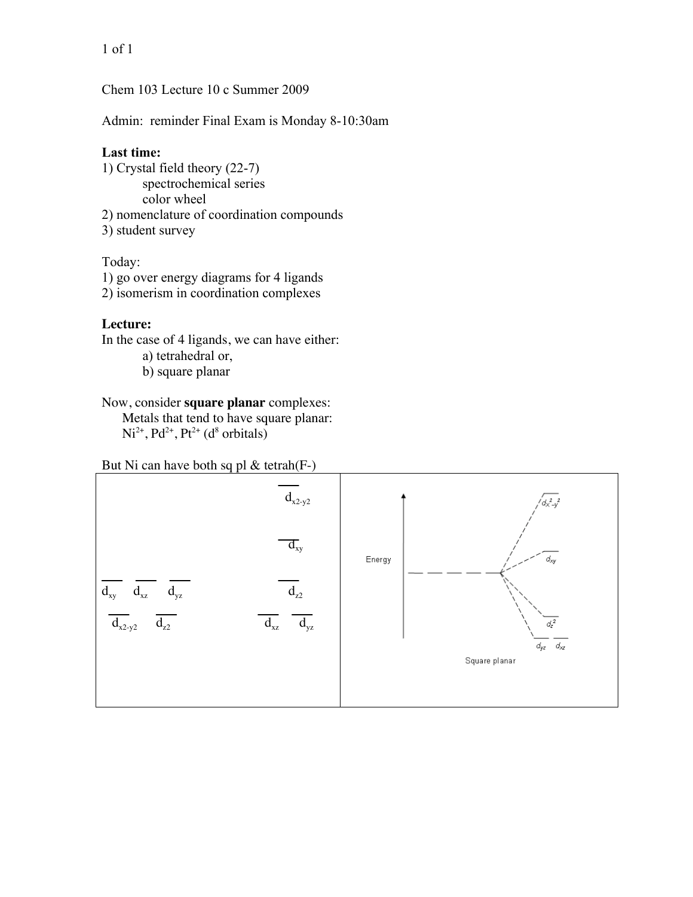Chem 103 Lecture 10 c Summer 2009

Admin: reminder Final Exam is Monday 8-10:30am

**Last time:**

1) Crystal field theory (22-7)
   - spectrochemical series
   - color wheel
2) nomenclature of coordination compounds
3) student survey

Today:

1) go over energy diagrams for 4 ligands
2) isomerism in coordination complexes

**Lecture:**

In the case of 4 ligands, we can have either:

a) tetrahedral or,
b) square planar

Now, consider **square planar** complexes:

Metals that tend to have square planar:
$Ni^{2+}$, $Pd^{2+}$, $Pt^{2+}$ ($d^8$ orbitals)

But Ni can have both sq pl & tetrah($F^-$)

| | |
|---|---|
| $d_{xy}$ $d_{xz}$ $d_{yz}$ / $d_{x^2-y^2}$ $d_{z^2}$ → $d_{x^2-y^2}$ / $d_{xy}$ / $d_{z^2}$ / $d_{xz}$ $d_{yz}$ | Energy; $d_{x^2-y^2}$, $d_{xy}$, $d_{z^2}$, $d_{yz}$ $d_{xz}$; Square planar |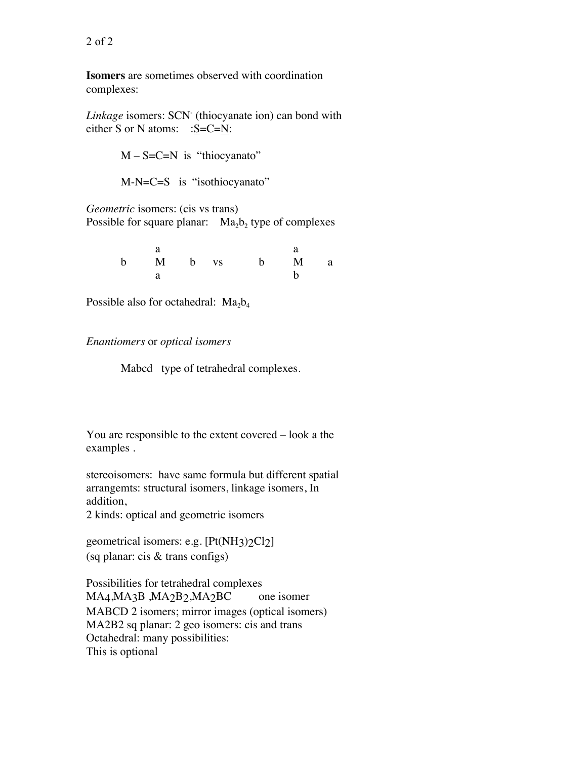**Isomers** are sometimes observed with coordination complexes:

*Linkage* isomers: $SCN^-$ (thiocyanate ion) can bond with either S or N atoms: :<u>S</u>=C=<u>N</u>:

M – S=C=N is "thiocyanato"

M-N=C=S is "isothiocyanato"

*Geometric* isomers: (cis vs trans)
Possible for square planar: $Ma_2b_2$ type of complexes

```
     a                 a
b    M    b   vs   b   M   a
     a                 b
```

Possible also for octahedral: $Ma_2b_4$

*Enantiomers* or *optical isomers*

Mabcd type of tetrahedral complexes.

You are responsible to the extent covered – look a the examples .

stereoisomers: have same formula but different spatial arrangemts: structural isomers, linkage isomers, In addition,
2 kinds: optical and geometric isomers

geometrical isomers: e.g. $[Pt(NH_3)_2Cl_2]$
(sq planar: cis & trans configs)

Possibilities for tetrahedral complexes
$MA_4$, $MA_3B$ , $MA_2B_2$, $MA_2BC$ one isomer
MABCD 2 isomers; mirror images (optical isomers)
MA2B2 sq planar: 2 geo isomers: cis and trans
Octahedral: many possibilities:
This is optional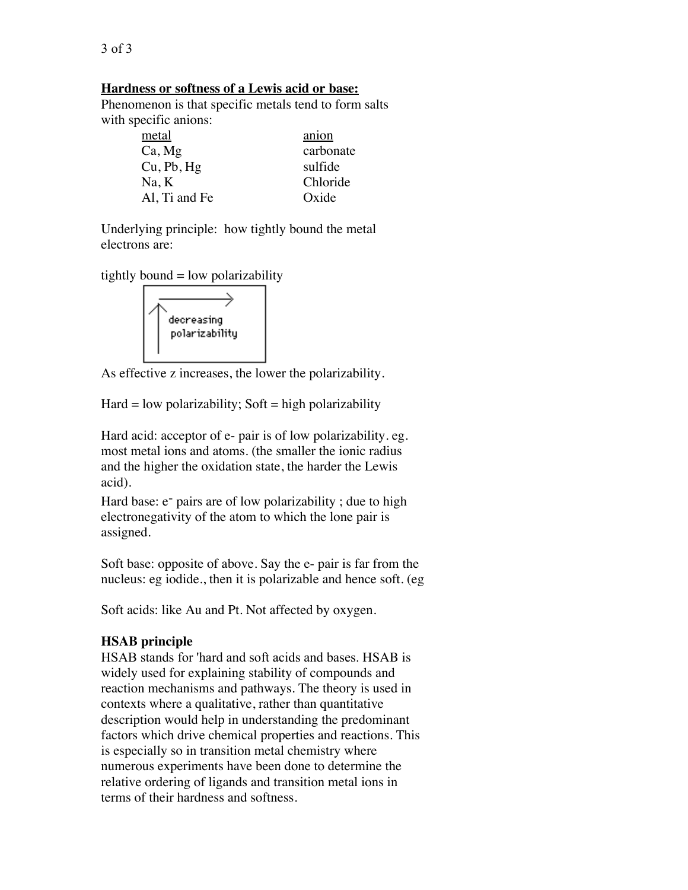**Hardness or softness of a Lewis acid or base:**

Phenomenon is that specific metals tend to form salts with specific anions:

| metal | anion |
| --- | --- |
| Ca, Mg | carbonate |
| Cu, Pb, Hg | sulfide |
| Na, K | Chloride |
| Al, Ti and Fe | Oxide |

Underlying principle: how tightly bound the metal electrons are:

tightly bound = low polarizability

decreasing polarizability

As effective z increases, the lower the polarizability.

Hard = low polarizability; Soft = high polarizability

Hard acid: acceptor of e- pair is of low polarizability. eg. most metal ions and atoms. (the smaller the ionic radius and the higher the oxidation state, the harder the Lewis acid).

Hard base: $e^-$ pairs are of low polarizability ; due to high electronegativity of the atom to which the lone pair is assigned.

Soft base: opposite of above. Say the e- pair is far from the nucleus: eg iodide., then it is polarizable and hence soft. (eg

Soft acids: like Au and Pt. Not affected by oxygen.

**HSAB principle**

HSAB stands for 'hard and soft acids and bases. HSAB is widely used for explaining stability of compounds and reaction mechanisms and pathways. The theory is used in contexts where a qualitative, rather than quantitative description would help in understanding the predominant factors which drive chemical properties and reactions. This is especially so in transition metal chemistry where numerous experiments have been done to determine the relative ordering of ligands and transition metal ions in terms of their hardness and softness.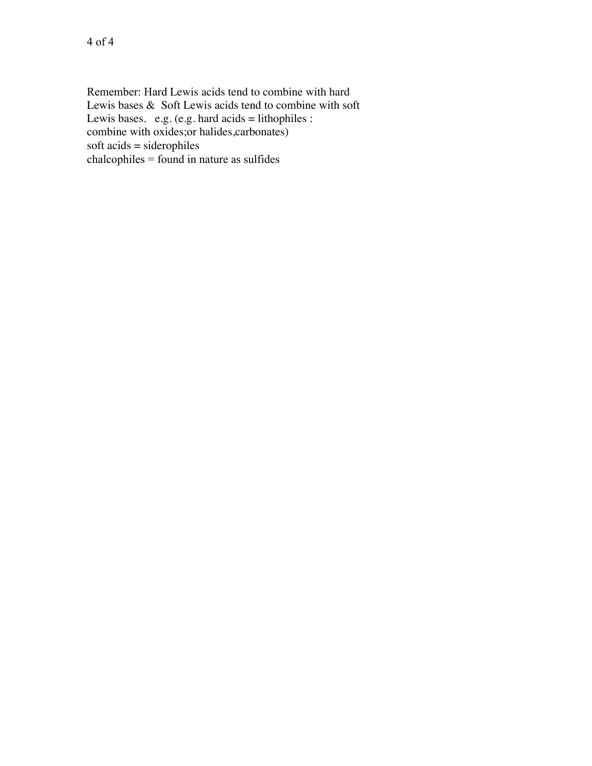Remember: Hard Lewis acids tend to combine with hard Lewis bases & Soft Lewis acids tend to combine with soft Lewis bases. e.g. (e.g. hard acids = lithophiles : combine with oxides;or halides,carbonates)
soft acids = siderophiles
chalcophiles = found in nature as sulfides